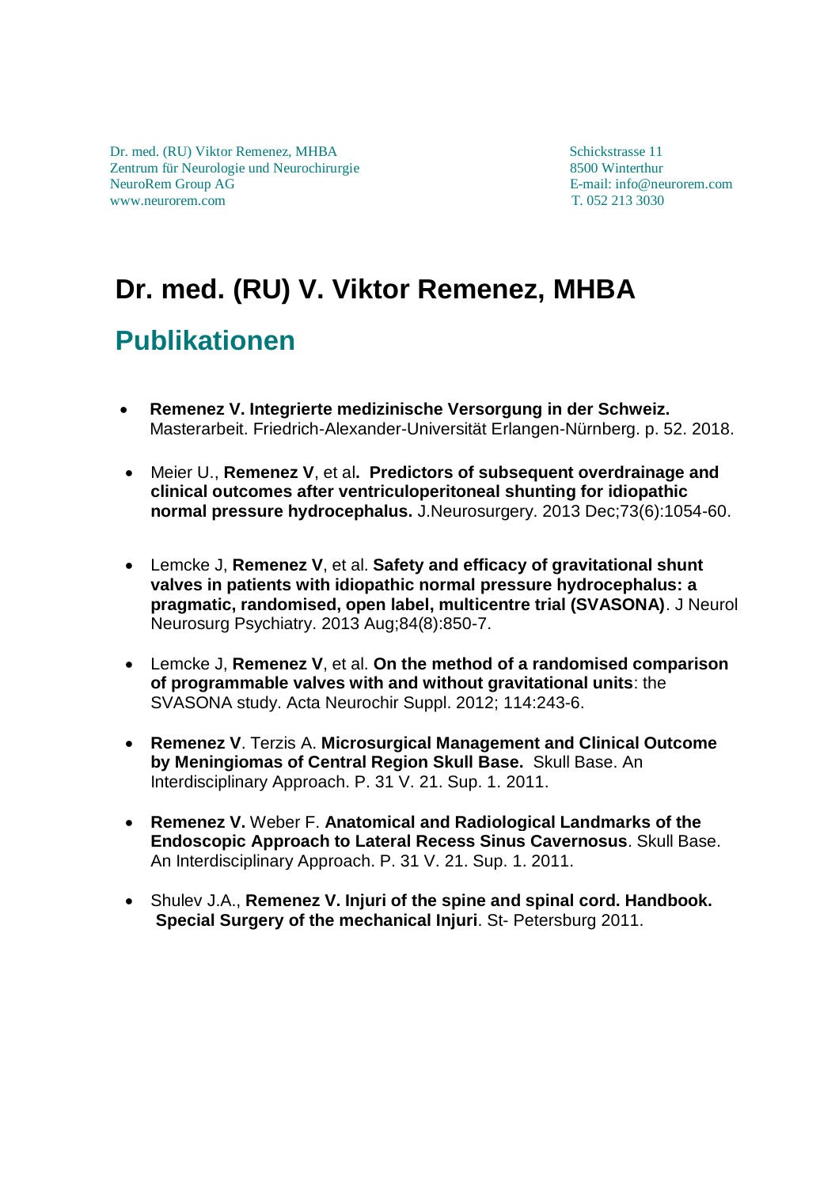Dr. med. (RU) Viktor Remenez, MHBA
Zentrum für Neurologie und Neurochirurgie
NeuroRem Group AG
www.neurorem.com

Schickstrasse 11
8500 Winterthur
E-mail: info@neurorem.com
T. 052 213 3030

# Dr. med. (RU) V. Viktor Remenez, MHBA

## Publikationen

- **Remenez V. Integrierte medizinische Versorgung in der Schweiz.** Masterarbeit. Friedrich-Alexander-Universität Erlangen-Nürnberg. p. 52. 2018.

- Meier U., **Remenez V**, et al**. Predictors of subsequent overdrainage and clinical outcomes after ventriculoperitoneal shunting for idiopathic normal pressure hydrocephalus.** J.Neurosurgery. 2013 Dec;73(6):1054-60.

- Lemcke J, **Remenez V**, et al. **Safety and efficacy of gravitational shunt valves in patients with idiopathic normal pressure hydrocephalus: a pragmatic, randomised, open label, multicentre trial (SVASONA)**. J Neurol Neurosurg Psychiatry. 2013 Aug;84(8):850-7.

- Lemcke J, **Remenez V**, et al. **On the method of a randomised comparison of programmable valves with and without gravitational units**: the SVASONA study. Acta Neurochir Suppl. 2012; 114:243-6.

- **Remenez V**. Terzis A. **Microsurgical Management and Clinical Outcome by Meningiomas of Central Region Skull Base.** Skull Base. An Interdisciplinary Approach. P. 31 V. 21. Sup. 1. 2011.

- **Remenez V.** Weber F. **Anatomical and Radiological Landmarks of the Endoscopic Approach to Lateral Recess Sinus Cavernosus**. Skull Base. An Interdisciplinary Approach. P. 31 V. 21. Sup. 1. 2011.

- Shulev J.A., **Remenez V. Injuri of the spine and spinal cord. Handbook. Special Surgery of the mechanical Injuri**. St- Petersburg 2011.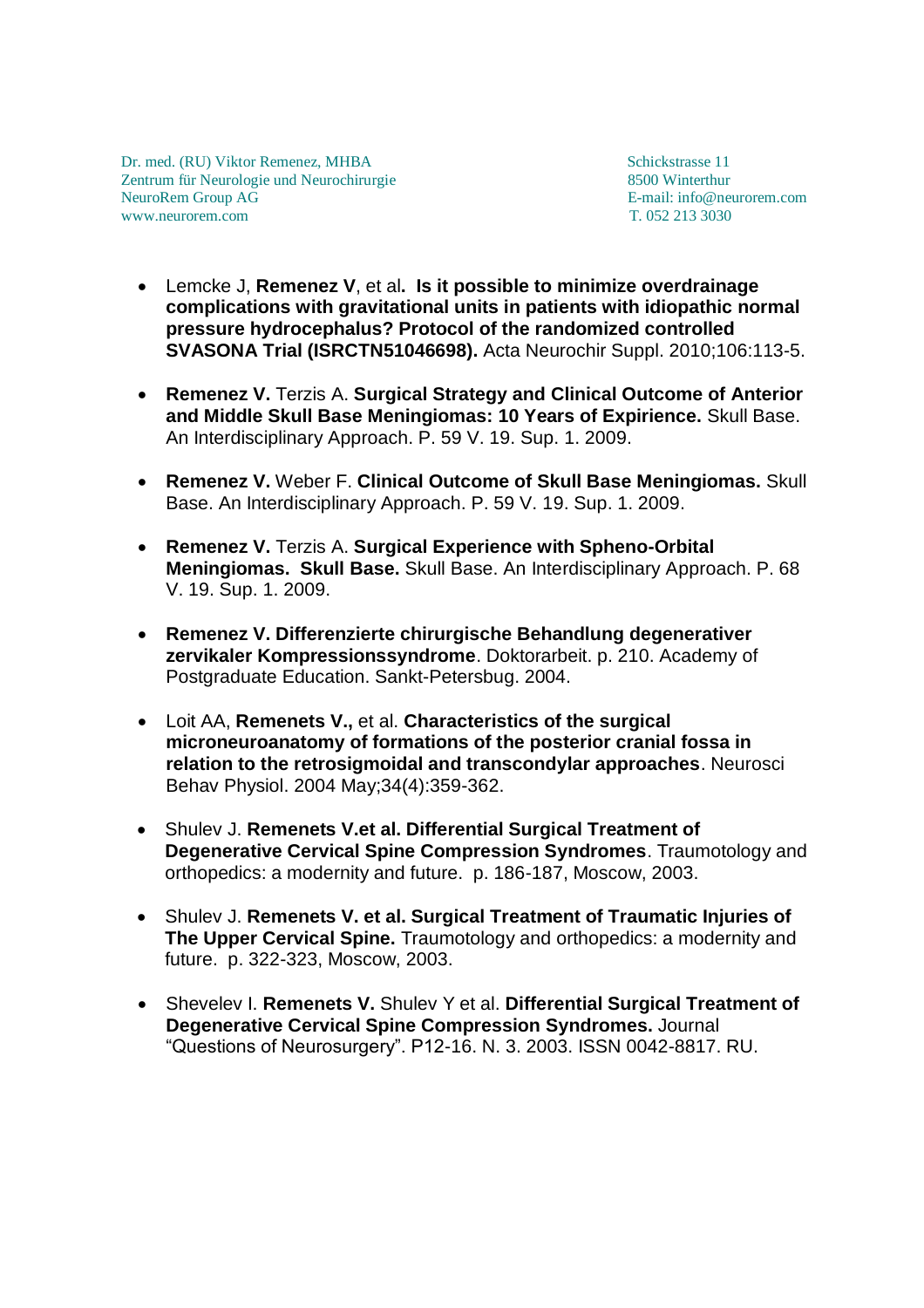- Lemcke J, **Remenez V**, et al**. Is it possible to minimize overdrainage complications with gravitational units in patients with idiopathic normal pressure hydrocephalus? Protocol of the randomized controlled SVASONA Trial (ISRCTN51046698).** Acta Neurochir Suppl. 2010;106:113-5.

- **Remenez V.** Terzis A. **Surgical Strategy and Clinical Outcome of Anterior and Middle Skull Base Meningiomas: 10 Years of Expirience.** Skull Base. An Interdisciplinary Approach. P. 59 V. 19. Sup. 1. 2009.

- **Remenez V.** Weber F. **Clinical Outcome of Skull Base Meningiomas.** Skull Base. An Interdisciplinary Approach. P. 59 V. 19. Sup. 1. 2009.

- **Remenez V.** Terzis A. **Surgical Experience with Spheno-Orbital Meningiomas. Skull Base.** Skull Base. An Interdisciplinary Approach. P. 68 V. 19. Sup. 1. 2009.

- **Remenez V. Differenzierte chirurgische Behandlung degenerativer zervikaler Kompressionssyndrome**. Doktorarbeit. p. 210. Academy of Postgraduate Education. Sankt-Petersbug. 2004.

- Loit AA, **Remenets V.,** et al. **Characteristics of the surgical microneuroanatomy of formations of the posterior cranial fossa in relation to the retrosigmoidal and transcondylar approaches**. Neurosci Behav Physiol. 2004 May;34(4):359-362.

- Shulev J. **Remenets V.et al. Differential Surgical Treatment of Degenerative Cervical Spine Compression Syndromes**. Traumotology and orthopedics: a modernity and future. p. 186-187, Moscow, 2003.

- Shulev J. **Remenets V. et al. Surgical Treatment of Traumatic Injuries of The Upper Cervical Spine.** Traumotology and orthopedics: a modernity and future. p. 322-323, Moscow, 2003.

- Shevelev I. **Remenets V.** Shulev Y et al. **Differential Surgical Treatment of Degenerative Cervical Spine Compression Syndromes.** Journal “Questions of Neurosurgery”. P12-16. N. 3. 2003. ISSN 0042-8817. RU.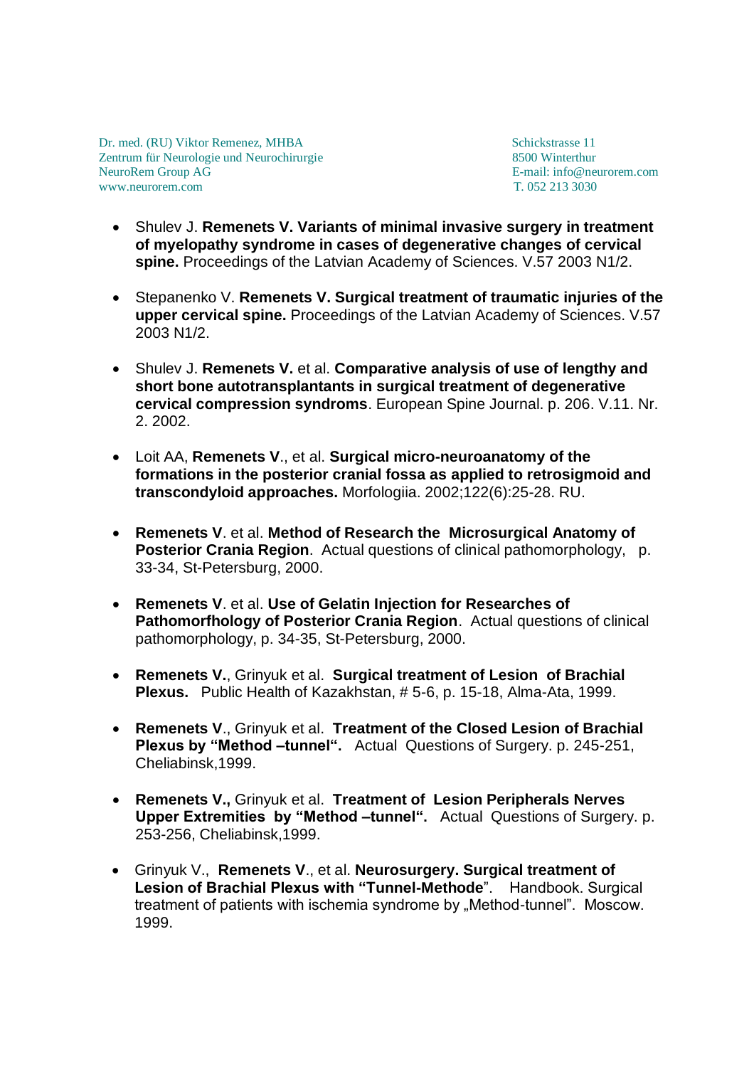- Shulev J. **Remenets V. Variants of minimal invasive surgery in treatment of myelopathy syndrome in cases of degenerative changes of cervical spine.** Proceedings of the Latvian Academy of Sciences. V.57 2003 N1/2.

- Stepanenko V. **Remenets V. Surgical treatment of traumatic injuries of the upper cervical spine.** Proceedings of the Latvian Academy of Sciences. V.57 2003 N1/2.

- Shulev J. **Remenets V.** et al. **Comparative analysis of use of lengthy and short bone autotransplantants in surgical treatment of degenerative cervical compression syndroms**. European Spine Journal. p. 206. V.11. Nr. 2. 2002.

- Loit AA, **Remenets V**., et al. **Surgical micro-neuroanatomy of the formations in the posterior cranial fossa as applied to retrosigmoid and transcondyloid approaches.** Morfologiia. 2002;122(6):25-28. RU.

- **Remenets V**. et al. **Method of Research the Microsurgical Anatomy of Posterior Crania Region**. Actual questions of clinical pathomorphology, p. 33-34, St-Petersburg, 2000.

- **Remenets V**. et al. **Use of Gelatin Injection for Researches of Pathomorfhology of Posterior Crania Region**. Actual questions of clinical pathomorphology, p. 34-35, St-Petersburg, 2000.

- **Remenets V.**, Grinyuk et al. **Surgical treatment of Lesion of Brachial Plexus.** Public Health of Kazakhstan, # 5-6, p. 15-18, Alma-Ata, 1999.

- **Remenets V**., Grinyuk et al. **Treatment of the Closed Lesion of Brachial Plexus by "Method –tunnel".** Actual Questions of Surgery. p. 245-251, Cheliabinsk,1999.

- **Remenets V.,** Grinyuk et al. **Treatment of Lesion Peripherals Nerves Upper Extremities by "Method –tunnel".** Actual Questions of Surgery. p. 253-256, Cheliabinsk,1999.

- Grinyuk V., **Remenets V**., et al. **Neurosurgery. Surgical treatment of Lesion of Brachial Plexus with "Tunnel-Methode**". Handbook. Surgical treatment of patients with ischemia syndrome by „Method-tunnel". Moscow. 1999.